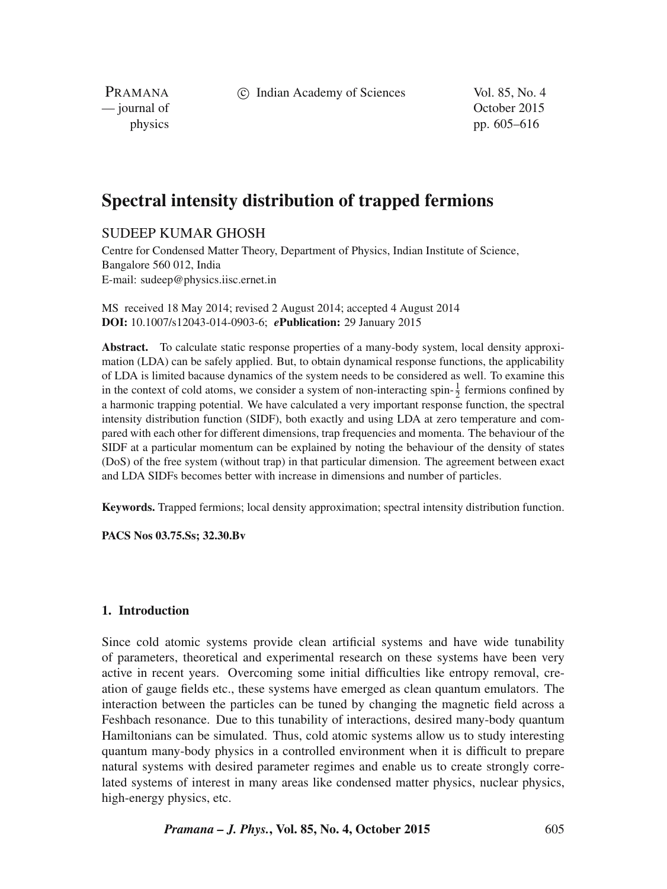# Spectral intensity distribution of trapped fermions

SUDEEP KUMAR GHOSH

Centre for Condensed Matter Theory, Department of Physics, Indian Institute of Science, Bangalore 560 012, India
E-mail: sudeep@physics.iisc.ernet.in

MS received 18 May 2014; revised 2 August 2014; accepted 4 August 2014
**DOI:** 10.1007/s12043-014-0903-6; ***e*Publication:** 29 January 2015

**Abstract.** To calculate static response properties of a many-body system, local density approximation (LDA) can be safely applied. But, to obtain dynamical response functions, the applicability of LDA is limited bacause dynamics of the system needs to be considered as well. To examine this in the context of cold atoms, we consider a system of non-interacting spin-$\frac{1}{2}$ fermions confined by a harmonic trapping potential. We have calculated a very important response function, the spectral intensity distribution function (SIDF), both exactly and using LDA at zero temperature and compared with each other for different dimensions, trap frequencies and momenta. The behaviour of the SIDF at a particular momentum can be explained by noting the behaviour of the density of states (DoS) of the free system (without trap) in that particular dimension. The agreement between exact and LDA SIDFs becomes better with increase in dimensions and number of particles.

**Keywords.** Trapped fermions; local density approximation; spectral intensity distribution function.

**PACS Nos 03.75.Ss; 32.30.Bv**

## 1. Introduction

Since cold atomic systems provide clean artificial systems and have wide tunability of parameters, theoretical and experimental research on these systems have been very active in recent years. Overcoming some initial difficulties like entropy removal, creation of gauge fields etc., these systems have emerged as clean quantum emulators. The interaction between the particles can be tuned by changing the magnetic field across a Feshbach resonance. Due to this tunability of interactions, desired many-body quantum Hamiltonians can be simulated. Thus, cold atomic systems allow us to study interesting quantum many-body physics in a controlled environment when it is difficult to prepare natural systems with desired parameter regimes and enable us to create strongly correlated systems of interest in many areas like condensed matter physics, nuclear physics, high-energy physics, etc.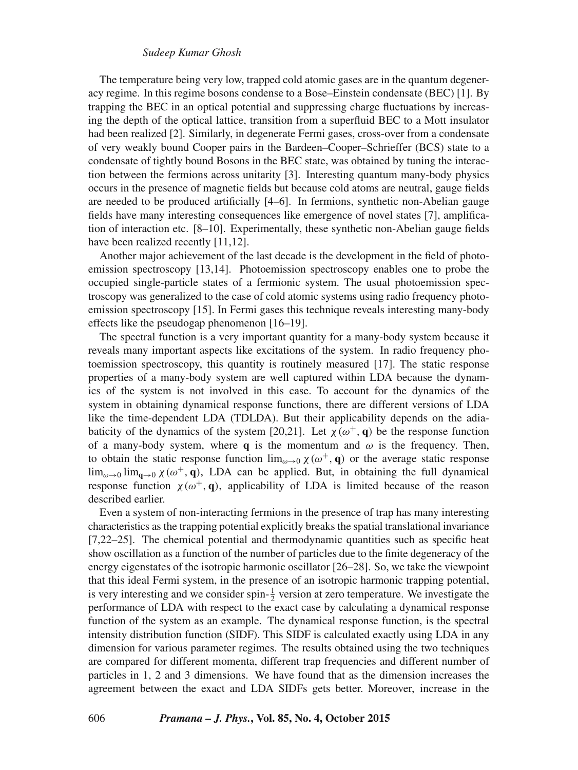The temperature being very low, trapped cold atomic gases are in the quantum degeneracy regime. In this regime bosons condense to a Bose–Einstein condensate (BEC) [1]. By trapping the BEC in an optical potential and suppressing charge fluctuations by increasing the depth of the optical lattice, transition from a superfluid BEC to a Mott insulator had been realized [2]. Similarly, in degenerate Fermi gases, cross-over from a condensate of very weakly bound Cooper pairs in the Bardeen–Cooper–Schrieffer (BCS) state to a condensate of tightly bound Bosons in the BEC state, was obtained by tuning the interaction between the fermions across unitarity [3]. Interesting quantum many-body physics occurs in the presence of magnetic fields but because cold atoms are neutral, gauge fields are needed to be produced artificially [4–6]. In fermions, synthetic non-Abelian gauge fields have many interesting consequences like emergence of novel states [7], amplification of interaction etc. [8–10]. Experimentally, these synthetic non-Abelian gauge fields have been realized recently [11,12].

Another major achievement of the last decade is the development in the field of photoemission spectroscopy [13,14]. Photoemission spectroscopy enables one to probe the occupied single-particle states of a fermionic system. The usual photoemission spectroscopy was generalized to the case of cold atomic systems using radio frequency photoemission spectroscopy [15]. In Fermi gases this technique reveals interesting many-body effects like the pseudogap phenomenon [16–19].

The spectral function is a very important quantity for a many-body system because it reveals many important aspects like excitations of the system. In radio frequency photoemission spectroscopy, this quantity is routinely measured [17]. The static response properties of a many-body system are well captured within LDA because the dynamics of the system is not involved in this case. To account for the dynamics of the system in obtaining dynamical response functions, there are different versions of LDA like the time-dependent LDA (TDLDA). But their applicability depends on the adiabaticity of the dynamics of the system [20,21]. Let $\chi(\omega^+, \mathbf{q})$ be the response function of a many-body system, where $\mathbf{q}$ is the momentum and $\omega$ is the frequency. Then, to obtain the static response function $\lim_{\omega\to 0} \chi(\omega^+, \mathbf{q})$ or the average static response $\lim_{\omega\to 0} \lim_{\mathbf{q}\to 0} \chi(\omega^+, \mathbf{q})$, LDA can be applied. But, in obtaining the full dynamical response function $\chi(\omega^+, \mathbf{q})$, applicability of LDA is limited because of the reason described earlier.

Even a system of non-interacting fermions in the presence of trap has many interesting characteristics as the trapping potential explicitly breaks the spatial translational invariance [7,22–25]. The chemical potential and thermodynamic quantities such as specific heat show oscillation as a function of the number of particles due to the finite degeneracy of the energy eigenstates of the isotropic harmonic oscillator [26–28]. So, we take the viewpoint that this ideal Fermi system, in the presence of an isotropic harmonic trapping potential, is very interesting and we consider spin-$\frac{1}{2}$ version at zero temperature. We investigate the performance of LDA with respect to the exact case by calculating a dynamical response function of the system as an example. The dynamical response function, is the spectral intensity distribution function (SIDF). This SIDF is calculated exactly using LDA in any dimension for various parameter regimes. The results obtained using the two techniques are compared for different momenta, different trap frequencies and different number of particles in 1, 2 and 3 dimensions. We have found that as the dimension increases the agreement between the exact and LDA SIDFs gets better. Moreover, increase in the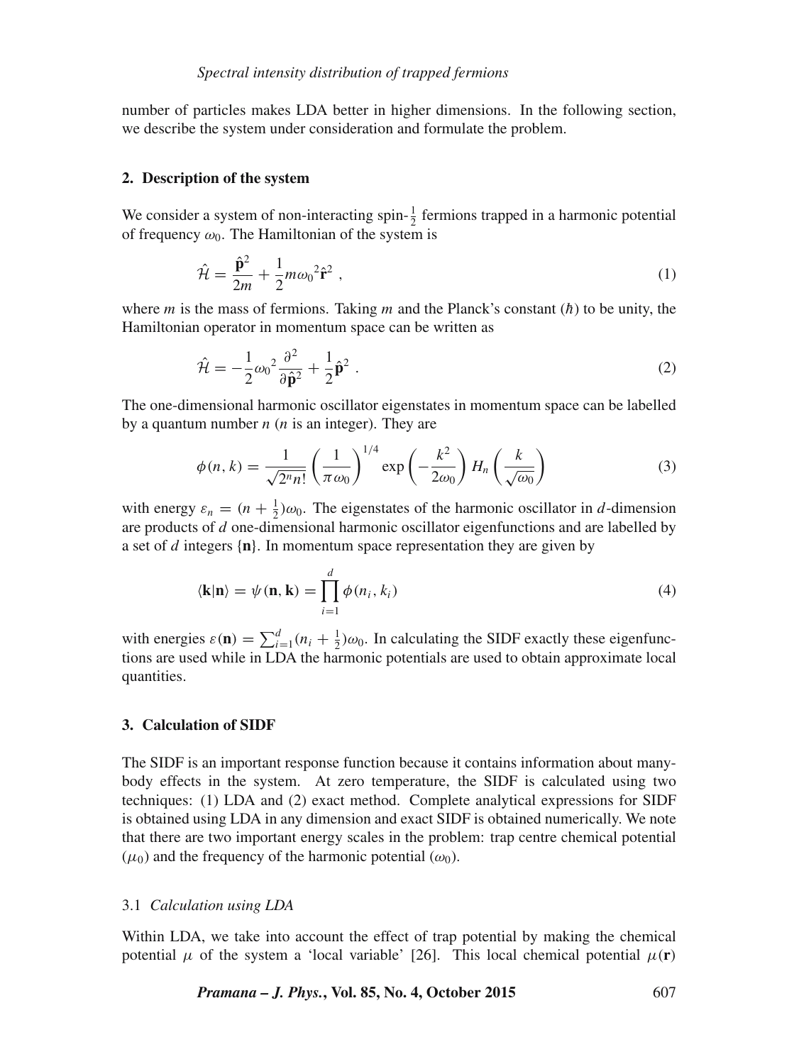number of particles makes LDA better in higher dimensions. In the following section, we describe the system under consideration and formulate the problem.

## 2. Description of the system

We consider a system of non-interacting spin-$\frac{1}{2}$ fermions trapped in a harmonic potential of frequency $\omega_0$. The Hamiltonian of the system is

$$\hat{\mathcal{H}} = \frac{\hat{\mathbf{p}}^2}{2m} + \frac{1}{2}m{\omega_0}^2\hat{\mathbf{r}}^2 , \tag{1}$$

where $m$ is the mass of fermions. Taking $m$ and the Planck's constant ($\hbar$) to be unity, the Hamiltonian operator in momentum space can be written as

$$\hat{\mathcal{H}} = -\frac{1}{2}{\omega_0}^2\frac{\partial^2}{\partial\hat{\mathbf{p}}^2} + \frac{1}{2}\hat{\mathbf{p}}^2 . \tag{2}$$

The one-dimensional harmonic oscillator eigenstates in momentum space can be labelled by a quantum number $n$ ($n$ is an integer). They are

$$\phi(n, k) = \frac{1}{\sqrt{2^n n!}}\left(\frac{1}{\pi\omega_0}\right)^{1/4}\exp\left(-\frac{k^2}{2\omega_0}\right)H_n\left(\frac{k}{\sqrt{\omega_0}}\right) \tag{3}$$

with energy $\varepsilon_n = (n + \frac{1}{2})\omega_0$. The eigenstates of the harmonic oscillator in $d$-dimension are products of $d$ one-dimensional harmonic oscillator eigenfunctions and are labelled by a set of $d$ integers $\{\mathbf{n}\}$. In momentum space representation they are given by

$$\langle\mathbf{k}|\mathbf{n}\rangle = \psi(\mathbf{n}, \mathbf{k}) = \prod_{i=1}^{d}\phi(n_i, k_i) \tag{4}$$

with energies $\varepsilon(\mathbf{n}) = \sum_{i=1}^{d}(n_i + \frac{1}{2})\omega_0$. In calculating the SIDF exactly these eigenfunctions are used while in LDA the harmonic potentials are used to obtain approximate local quantities.

## 3. Calculation of SIDF

The SIDF is an important response function because it contains information about many-body effects in the system. At zero temperature, the SIDF is calculated using two techniques: (1) LDA and (2) exact method. Complete analytical expressions for SIDF is obtained using LDA in any dimension and exact SIDF is obtained numerically. We note that there are two important energy scales in the problem: trap centre chemical potential ($\mu_0$) and the frequency of the harmonic potential ($\omega_0$).

### 3.1 *Calculation using LDA*

Within LDA, we take into account the effect of trap potential by making the chemical potential $\mu$ of the system a 'local variable' [26]. This local chemical potential $\mu(\mathbf{r})$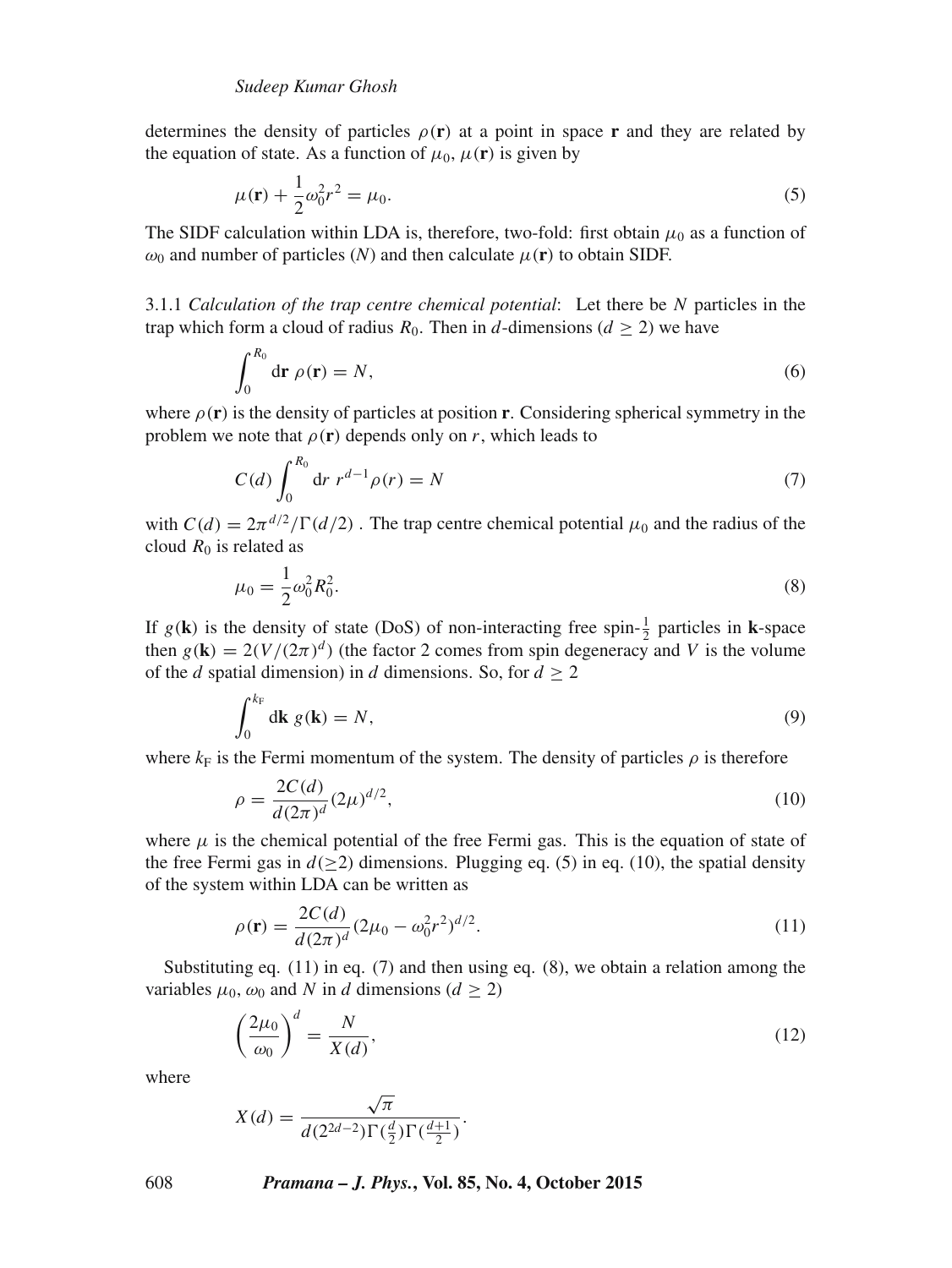determines the density of particles $\rho(\mathbf{r})$ at a point in space $\mathbf{r}$ and they are related by the equation of state. As a function of $\mu_0$, $\mu(\mathbf{r})$ is given by

$$\mu(\mathbf{r}) + \frac{1}{2}\omega_0^2 r^2 = \mu_0. \tag{5}$$

The SIDF calculation within LDA is, therefore, two-fold: first obtain $\mu_0$ as a function of $\omega_0$ and number of particles ($N$) and then calculate $\mu(\mathbf{r})$ to obtain SIDF.

3.1.1 *Calculation of the trap centre chemical potential*: Let there be $N$ particles in the trap which form a cloud of radius $R_0$. Then in $d$-dimensions ($d \geq 2$) we have

$$\int_0^{R_0} \mathrm{d}\mathbf{r}\ \rho(\mathbf{r}) = N, \tag{6}$$

where $\rho(\mathbf{r})$ is the density of particles at position $\mathbf{r}$. Considering spherical symmetry in the problem we note that $\rho(\mathbf{r})$ depends only on $r$, which leads to

$$C(d)\int_0^{R_0} \mathrm{d}r\ r^{d-1}\rho(r) = N \tag{7}$$

with $C(d) = 2\pi^{d/2}/\Gamma(d/2)$ . The trap centre chemical potential $\mu_0$ and the radius of the cloud $R_0$ is related as

$$\mu_0 = \frac{1}{2}\omega_0^2 R_0^2. \tag{8}$$

If $g(\mathbf{k})$ is the density of state (DoS) of non-interacting free spin-$\frac{1}{2}$ particles in $\mathbf{k}$-space then $g(\mathbf{k}) = 2(V/(2\pi)^d)$ (the factor 2 comes from spin degeneracy and $V$ is the volume of the $d$ spatial dimension) in $d$ dimensions. So, for $d \geq 2$

$$\int_0^{k_\mathrm{F}} \mathrm{d}\mathbf{k}\ g(\mathbf{k}) = N, \tag{9}$$

where $k_\mathrm{F}$ is the Fermi momentum of the system. The density of particles $\rho$ is therefore

$$\rho = \frac{2C(d)}{d(2\pi)^d}(2\mu)^{d/2}, \tag{10}$$

where $\mu$ is the chemical potential of the free Fermi gas. This is the equation of state of the free Fermi gas in $d(\geq 2)$ dimensions. Plugging eq. (5) in eq. (10), the spatial density of the system within LDA can be written as

$$\rho(\mathbf{r}) = \frac{2C(d)}{d(2\pi)^d}(2\mu_0 - \omega_0^2 r^2)^{d/2}. \tag{11}$$

Substituting eq. (11) in eq. (7) and then using eq. (8), we obtain a relation among the variables $\mu_0$, $\omega_0$ and $N$ in $d$ dimensions ($d \geq 2$)

$$\left(\frac{2\mu_0}{\omega_0}\right)^d = \frac{N}{X(d)}, \tag{12}$$

where

$$X(d) = \frac{\sqrt{\pi}}{d(2^{2d-2})\Gamma(\frac{d}{2})\Gamma(\frac{d+1}{2})}.$$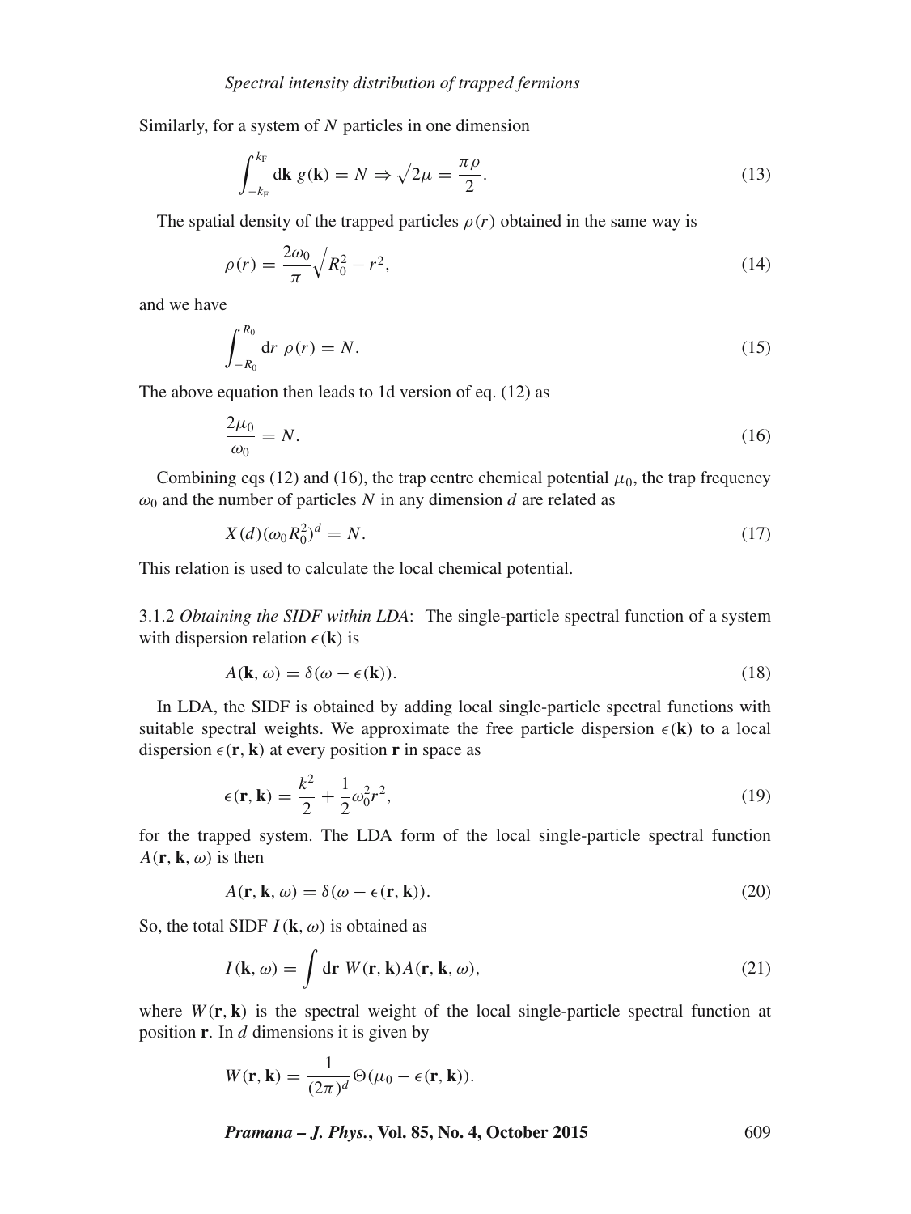Similarly, for a system of $N$ particles in one dimension

$$\int_{-k_{\mathrm{F}}}^{k_{\mathrm{F}}} \mathrm{d}\mathbf{k}\ g(\mathbf{k}) = N \Rightarrow \sqrt{2\mu} = \frac{\pi\rho}{2}. \tag{13}$$

The spatial density of the trapped particles $\rho(r)$ obtained in the same way is

$$\rho(r) = \frac{2\omega_0}{\pi}\sqrt{R_0^2 - r^2}, \tag{14}$$

and we have

$$\int_{-R_0}^{R_0} \mathrm{d}r\ \rho(r) = N. \tag{15}$$

The above equation then leads to 1d version of eq. (12) as

$$\frac{2\mu_0}{\omega_0} = N. \tag{16}$$

Combining eqs (12) and (16), the trap centre chemical potential $\mu_0$, the trap frequency $\omega_0$ and the number of particles $N$ in any dimension $d$ are related as

$$X(d)(\omega_0 R_0^2)^d = N. \tag{17}$$

This relation is used to calculate the local chemical potential.

3.1.2 *Obtaining the SIDF within LDA*: The single-particle spectral function of a system with dispersion relation $\epsilon(\mathbf{k})$ is

$$A(\mathbf{k}, \omega) = \delta(\omega - \epsilon(\mathbf{k})). \tag{18}$$

In LDA, the SIDF is obtained by adding local single-particle spectral functions with suitable spectral weights. We approximate the free particle dispersion $\epsilon(\mathbf{k})$ to a local dispersion $\epsilon(\mathbf{r}, \mathbf{k})$ at every position $\mathbf{r}$ in space as

$$\epsilon(\mathbf{r}, \mathbf{k}) = \frac{k^2}{2} + \frac{1}{2}\omega_0^2 r^2, \tag{19}$$

for the trapped system. The LDA form of the local single-particle spectral function $A(\mathbf{r}, \mathbf{k}, \omega)$ is then

$$A(\mathbf{r}, \mathbf{k}, \omega) = \delta(\omega - \epsilon(\mathbf{r}, \mathbf{k})). \tag{20}$$

So, the total SIDF $I(\mathbf{k}, \omega)$ is obtained as

$$I(\mathbf{k}, \omega) = \int \mathrm{d}\mathbf{r}\ W(\mathbf{r}, \mathbf{k}) A(\mathbf{r}, \mathbf{k}, \omega), \tag{21}$$

where $W(\mathbf{r}, \mathbf{k})$ is the spectral weight of the local single-particle spectral function at position $\mathbf{r}$. In $d$ dimensions it is given by

$$W(\mathbf{r}, \mathbf{k}) = \frac{1}{(2\pi)^d}\Theta(\mu_0 - \epsilon(\mathbf{r}, \mathbf{k})).$$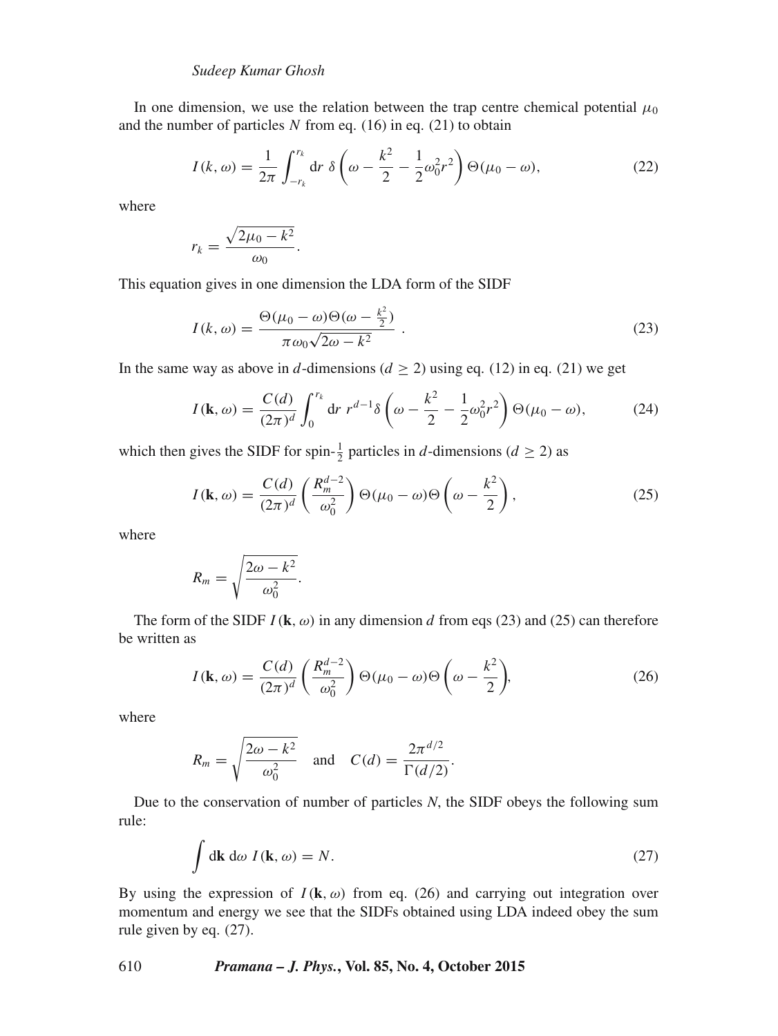In one dimension, we use the relation between the trap centre chemical potential $\mu_0$ and the number of particles $N$ from eq. (16) in eq. (21) to obtain

$$I(k,\omega) = \frac{1}{2\pi}\int_{-r_k}^{r_k} \mathrm{d}r\ \delta\left(\omega - \frac{k^2}{2} - \frac{1}{2}\omega_0^2 r^2\right)\Theta(\mu_0 - \omega), \tag{22}$$

where

$$r_k = \frac{\sqrt{2\mu_0 - k^2}}{\omega_0}.$$

This equation gives in one dimension the LDA form of the SIDF

$$I(k,\omega) = \frac{\Theta(\mu_0 - \omega)\Theta(\omega - \frac{k^2}{2})}{\pi\omega_0\sqrt{2\omega - k^2}}\ . \tag{23}$$

In the same way as above in $d$-dimensions ($d \geq 2$) using eq. (12) in eq. (21) we get

$$I(\mathbf{k},\omega) = \frac{C(d)}{(2\pi)^d}\int_0^{r_k} \mathrm{d}r\ r^{d-1}\delta\left(\omega - \frac{k^2}{2} - \frac{1}{2}\omega_0^2 r^2\right)\Theta(\mu_0 - \omega), \tag{24}$$

which then gives the SIDF for spin-$\frac{1}{2}$ particles in $d$-dimensions ($d \geq 2$) as

$$I(\mathbf{k},\omega) = \frac{C(d)}{(2\pi)^d}\left(\frac{R_m^{d-2}}{\omega_0^2}\right)\Theta(\mu_0 - \omega)\Theta\left(\omega - \frac{k^2}{2}\right), \tag{25}$$

where

$$R_m = \sqrt{\frac{2\omega - k^2}{\omega_0^2}}.$$

The form of the SIDF $I(\mathbf{k},\omega)$ in any dimension $d$ from eqs (23) and (25) can therefore be written as

$$I(\mathbf{k},\omega) = \frac{C(d)}{(2\pi)^d}\left(\frac{R_m^{d-2}}{\omega_0^2}\right)\Theta(\mu_0 - \omega)\Theta\left(\omega - \frac{k^2}{2}\right), \tag{26}$$

where

$$R_m = \sqrt{\frac{2\omega - k^2}{\omega_0^2}} \quad \text{and} \quad C(d) = \frac{2\pi^{d/2}}{\Gamma(d/2)}.$$

Due to the conservation of number of particles $N$, the SIDF obeys the following sum rule:

$$\int \mathrm{d}\mathbf{k}\ \mathrm{d}\omega\ I(\mathbf{k},\omega) = N. \tag{27}$$

By using the expression of $I(\mathbf{k},\omega)$ from eq. (26) and carrying out integration over momentum and energy we see that the SIDFs obtained using LDA indeed obey the sum rule given by eq. (27).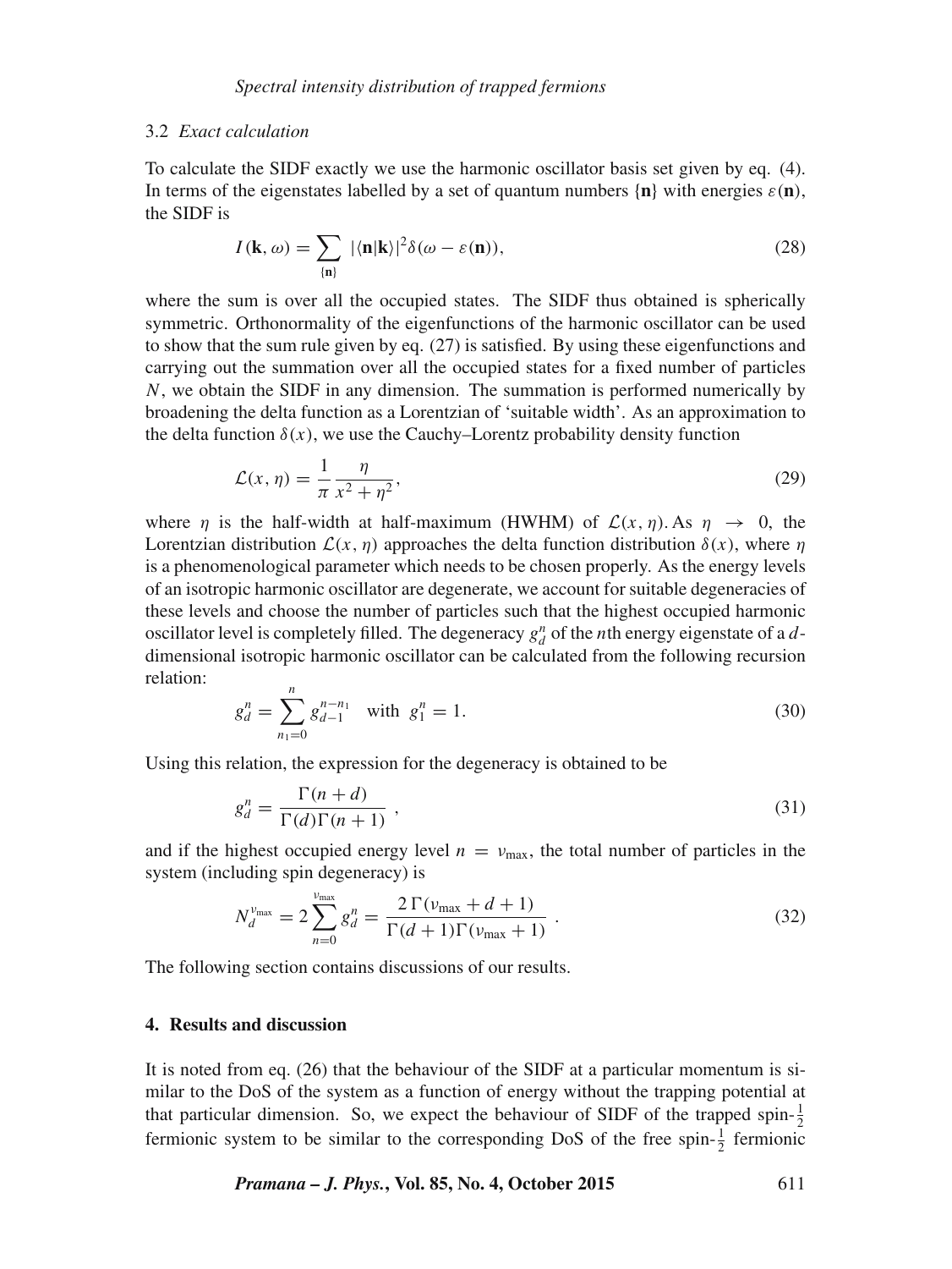### 3.2 *Exact calculation*

To calculate the SIDF exactly we use the harmonic oscillator basis set given by eq. (4). In terms of the eigenstates labelled by a set of quantum numbers $\{\mathbf{n}\}$ with energies $\varepsilon(\mathbf{n})$, the SIDF is

$$I(\mathbf{k}, \omega) = \sum_{\{\mathbf{n}\}} |\langle \mathbf{n} | \mathbf{k} \rangle|^2 \delta(\omega - \varepsilon(\mathbf{n})), \tag{28}$$

where the sum is over all the occupied states. The SIDF thus obtained is spherically symmetric. Orthonormality of the eigenfunctions of the harmonic oscillator can be used to show that the sum rule given by eq. (27) is satisfied. By using these eigenfunctions and carrying out the summation over all the occupied states for a fixed number of particles $N$, we obtain the SIDF in any dimension. The summation is performed numerically by broadening the delta function as a Lorentzian of 'suitable width'. As an approximation to the delta function $\delta(x)$, we use the Cauchy–Lorentz probability density function

$$\mathcal{L}(x, \eta) = \frac{1}{\pi} \frac{\eta}{x^2 + \eta^2}, \tag{29}$$

where $\eta$ is the half-width at half-maximum (HWHM) of $\mathcal{L}(x, \eta)$. As $\eta \to 0$, the Lorentzian distribution $\mathcal{L}(x, \eta)$ approaches the delta function distribution $\delta(x)$, where $\eta$ is a phenomenological parameter which needs to be chosen properly. As the energy levels of an isotropic harmonic oscillator are degenerate, we account for suitable degeneracies of these levels and choose the number of particles such that the highest occupied harmonic oscillator level is completely filled. The degeneracy $g_d^n$ of the $n$th energy eigenstate of a $d$-dimensional isotropic harmonic oscillator can be calculated from the following recursion relation:

$$g_d^n = \sum_{n_1=0}^{n} g_{d-1}^{n-n_1} \quad \text{with } g_1^n = 1. \tag{30}$$

Using this relation, the expression for the degeneracy is obtained to be

$$g_d^n = \frac{\Gamma(n+d)}{\Gamma(d)\Gamma(n+1)}, \tag{31}$$

and if the highest occupied energy level $n = \nu_{\max}$, the total number of particles in the system (including spin degeneracy) is

$$N_d^{\nu_{\max}} = 2 \sum_{n=0}^{\nu_{\max}} g_d^n = \frac{2\,\Gamma(\nu_{\max} + d + 1)}{\Gamma(d+1)\Gamma(\nu_{\max} + 1)}. \tag{32}$$

The following section contains discussions of our results.

## 4. Results and discussion

It is noted from eq. (26) that the behaviour of the SIDF at a particular momentum is similar to the DoS of the system as a function of energy without the trapping potential at that particular dimension. So, we expect the behaviour of SIDF of the trapped spin-$\frac{1}{2}$ fermionic system to be similar to the corresponding DoS of the free spin-$\frac{1}{2}$ fermionic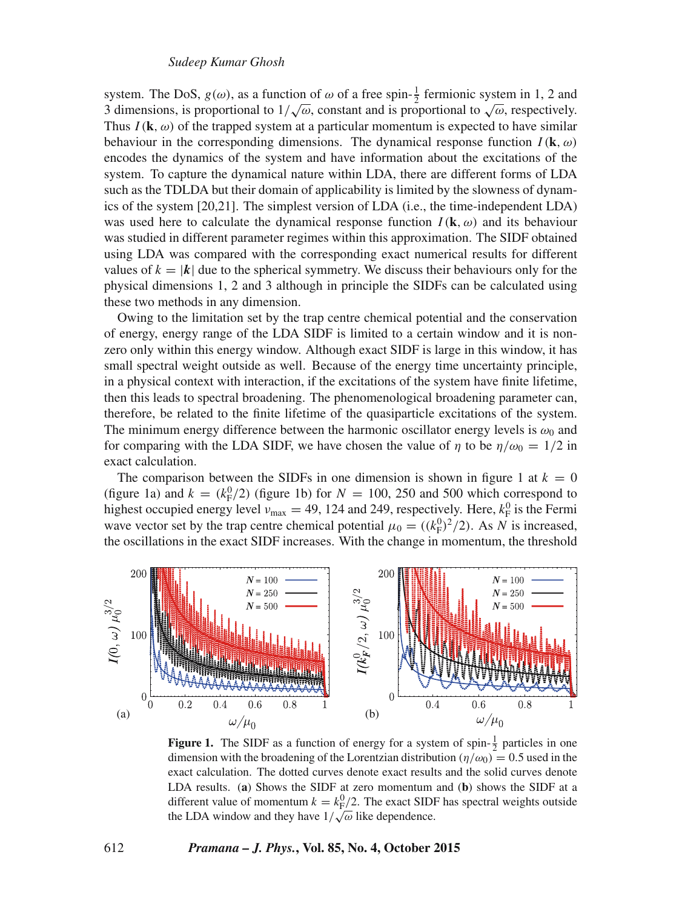system. The DoS, $g(\omega)$, as a function of $\omega$ of a free spin-$\frac{1}{2}$ fermionic system in 1, 2 and 3 dimensions, is proportional to $1/\sqrt{\omega}$, constant and is proportional to $\sqrt{\omega}$, respectively. Thus $I(\mathbf{k}, \omega)$ of the trapped system at a particular momentum is expected to have similar behaviour in the corresponding dimensions. The dynamical response function $I(\mathbf{k}, \omega)$ encodes the dynamics of the system and have information about the excitations of the system. To capture the dynamical nature within LDA, there are different forms of LDA such as the TDLDA but their domain of applicability is limited by the slowness of dynamics of the system [20,21]. The simplest version of LDA (i.e., the time-independent LDA) was used here to calculate the dynamical response function $I(\mathbf{k}, \omega)$ and its behaviour was studied in different parameter regimes within this approximation. The SIDF obtained using LDA was compared with the corresponding exact numerical results for different values of $k = |\boldsymbol{k}|$ due to the spherical symmetry. We discuss their behaviours only for the physical dimensions 1, 2 and 3 although in principle the SIDFs can be calculated using these two methods in any dimension.

Owing to the limitation set by the trap centre chemical potential and the conservation of energy, energy range of the LDA SIDF is limited to a certain window and it is nonzero only within this energy window. Although exact SIDF is large in this window, it has small spectral weight outside as well. Because of the energy time uncertainty principle, in a physical context with interaction, if the excitations of the system have finite lifetime, then this leads to spectral broadening. The phenomenological broadening parameter can, therefore, be related to the finite lifetime of the quasiparticle excitations of the system. The minimum energy difference between the harmonic oscillator energy levels is $\omega_0$ and for comparing with the LDA SIDF, we have chosen the value of $\eta$ to be $\eta/\omega_0 = 1/2$ in exact calculation.

The comparison between the SIDFs in one dimension is shown in figure 1 at $k = 0$ (figure 1a) and $k = (k_{\mathrm{F}}^0/2)$ (figure 1b) for $N = 100$, 250 and 500 which correspond to highest occupied energy level $\nu_{\mathrm{max}} = 49$, 124 and 249, respectively. Here, $k_{\mathrm{F}}^0$ is the Fermi wave vector set by the trap centre chemical potential $\mu_0 = ((k_{\mathrm{F}}^0)^2/2)$. As $N$ is increased, the oscillations in the exact SIDF increases. With the change in momentum, the threshold

**Figure 1.** The SIDF as a function of energy for a system of spin-$\frac{1}{2}$ particles in one dimension with the broadening of the Lorentzian distribution $(\eta/\omega_0) = 0.5$ used in the exact calculation. The dotted curves denote exact results and the solid curves denote LDA results. (**a**) Shows the SIDF at zero momentum and (**b**) shows the SIDF at a different value of momentum $k = k_{\mathrm{F}}^0/2$. The exact SIDF has spectral weights outside the LDA window and they have $1/\sqrt{\omega}$ like dependence.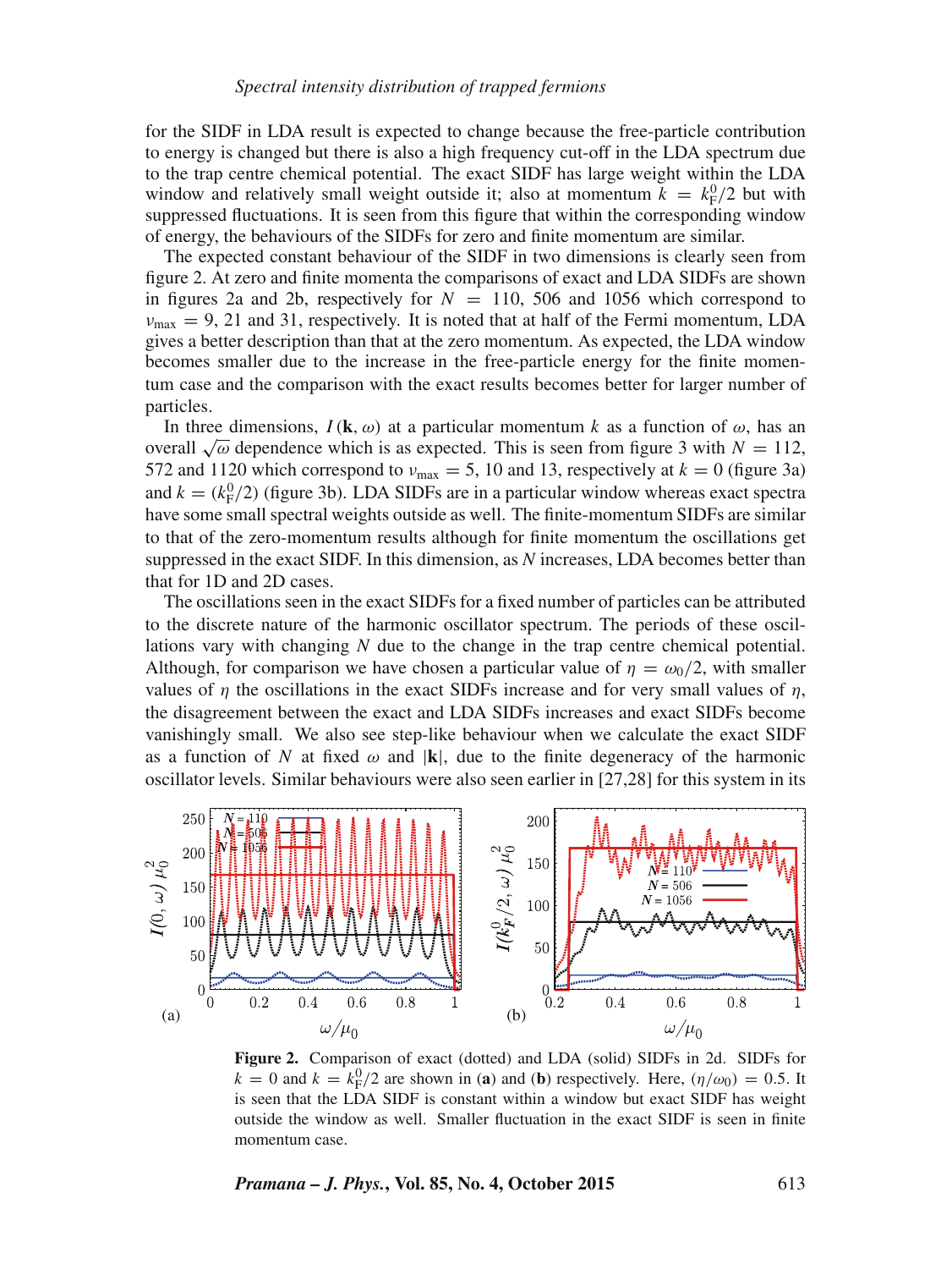for the SIDF in LDA result is expected to change because the free-particle contribution to energy is changed but there is also a high frequency cut-off in the LDA spectrum due to the trap centre chemical potential. The exact SIDF has large weight within the LDA window and relatively small weight outside it; also at momentum $k = k_{\mathrm{F}}^0/2$ but with suppressed fluctuations. It is seen from this figure that within the corresponding window of energy, the behaviours of the SIDFs for zero and finite momentum are similar.

The expected constant behaviour of the SIDF in two dimensions is clearly seen from figure 2. At zero and finite momenta the comparisons of exact and LDA SIDFs are shown in figures 2a and 2b, respectively for $N = 110$, 506 and 1056 which correspond to $\nu_{\max} = 9$, 21 and 31, respectively. It is noted that at half of the Fermi momentum, LDA gives a better description than that at the zero momentum. As expected, the LDA window becomes smaller due to the increase in the free-particle energy for the finite momentum case and the comparison with the exact results becomes better for larger number of particles.

In three dimensions, $I(\mathbf{k}, \omega)$ at a particular momentum $k$ as a function of $\omega$, has an overall $\sqrt{\omega}$ dependence which is as expected. This is seen from figure 3 with $N = 112$, 572 and 1120 which correspond to $\nu_{\max} = 5$, 10 and 13, respectively at $k = 0$ (figure 3a) and $k = (k_{\mathrm{F}}^0/2)$ (figure 3b). LDA SIDFs are in a particular window whereas exact spectra have some small spectral weights outside as well. The finite-momentum SIDFs are similar to that of the zero-momentum results although for finite momentum the oscillations get suppressed in the exact SIDF. In this dimension, as $N$ increases, LDA becomes better than that for 1D and 2D cases.

The oscillations seen in the exact SIDFs for a fixed number of particles can be attributed to the discrete nature of the harmonic oscillator spectrum. The periods of these oscillations vary with changing $N$ due to the change in the trap centre chemical potential. Although, for comparison we have chosen a particular value of $\eta = \omega_0/2$, with smaller values of $\eta$ the oscillations in the exact SIDFs increase and for very small values of $\eta$, the disagreement between the exact and LDA SIDFs increases and exact SIDFs become vanishingly small. We also see step-like behaviour when we calculate the exact SIDF as a function of $N$ at fixed $\omega$ and $|\mathbf{k}|$, due to the finite degeneracy of the harmonic oscillator levels. Similar behaviours were also seen earlier in [27,28] for this system in its

**Figure 2.** Comparison of exact (dotted) and LDA (solid) SIDFs in 2d. SIDFs for $k = 0$ and $k = k_{\mathrm{F}}^0/2$ are shown in (**a**) and (**b**) respectively. Here, $(\eta/\omega_0) = 0.5$. It is seen that the LDA SIDF is constant within a window but exact SIDF has weight outside the window as well. Smaller fluctuation in the exact SIDF is seen in finite momentum case.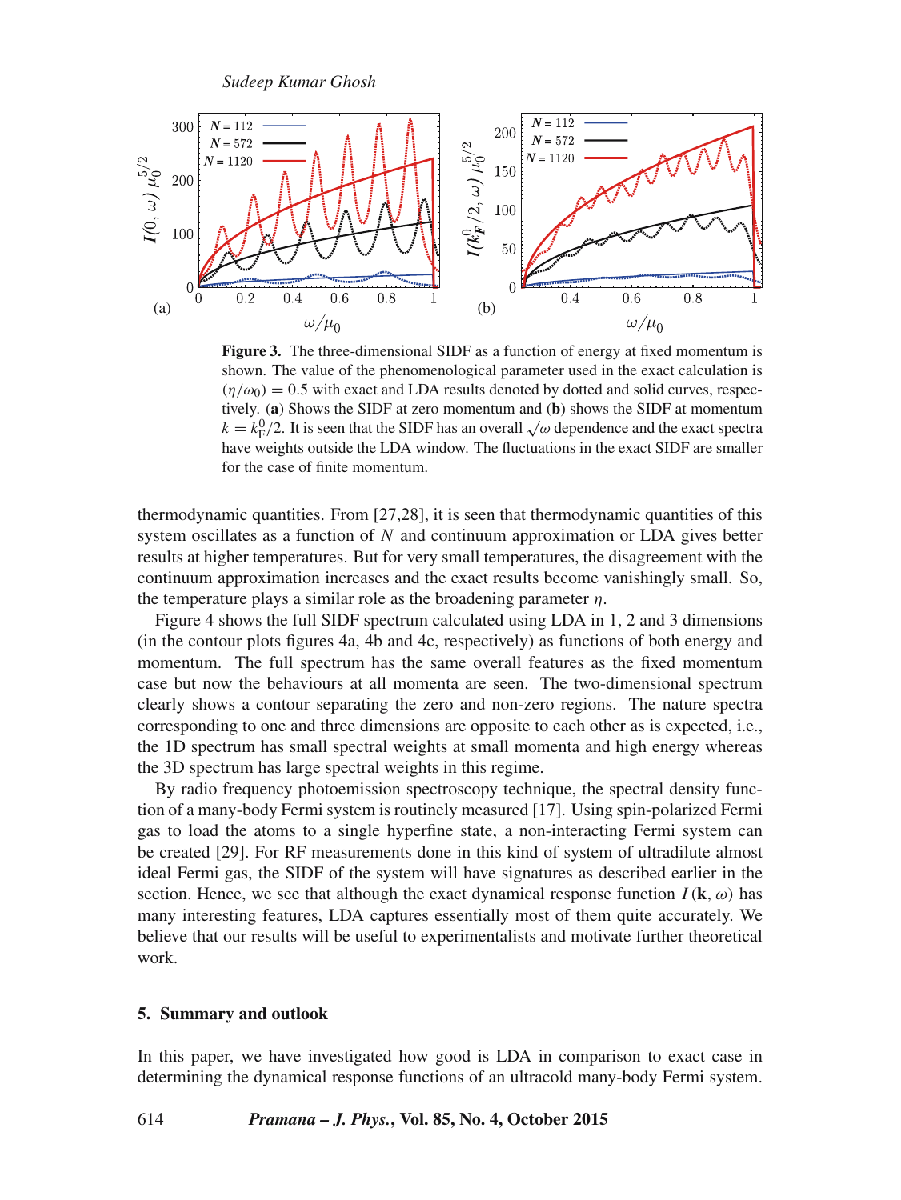**Figure 3.** The three-dimensional SIDF as a function of energy at fixed momentum is shown. The value of the phenomenological parameter used in the exact calculation is $(\eta/\omega_0) = 0.5$ with exact and LDA results denoted by dotted and solid curves, respectively. (**a**) Shows the SIDF at zero momentum and (**b**) shows the SIDF at momentum $k = k_{\mathrm{F}}^0/2$. It is seen that the SIDF has an overall $\sqrt{\omega}$ dependence and the exact spectra have weights outside the LDA window. The fluctuations in the exact SIDF are smaller for the case of finite momentum.

thermodynamic quantities. From [27,28], it is seen that thermodynamic quantities of this system oscillates as a function of $N$ and continuum approximation or LDA gives better results at higher temperatures. But for very small temperatures, the disagreement with the continuum approximation increases and the exact results become vanishingly small. So, the temperature plays a similar role as the broadening parameter $\eta$.

Figure 4 shows the full SIDF spectrum calculated using LDA in 1, 2 and 3 dimensions (in the contour plots figures 4a, 4b and 4c, respectively) as functions of both energy and momentum. The full spectrum has the same overall features as the fixed momentum case but now the behaviours at all momenta are seen. The two-dimensional spectrum clearly shows a contour separating the zero and non-zero regions. The nature spectra corresponding to one and three dimensions are opposite to each other as is expected, i.e., the 1D spectrum has small spectral weights at small momenta and high energy whereas the 3D spectrum has large spectral weights in this regime.

By radio frequency photoemission spectroscopy technique, the spectral density function of a many-body Fermi system is routinely measured [17]. Using spin-polarized Fermi gas to load the atoms to a single hyperfine state, a non-interacting Fermi system can be created [29]. For RF measurements done in this kind of system of ultradilute almost ideal Fermi gas, the SIDF of the system will have signatures as described earlier in the section. Hence, we see that although the exact dynamical response function $I(\mathbf{k}, \omega)$ has many interesting features, LDA captures essentially most of them quite accurately. We believe that our results will be useful to experimentalists and motivate further theoretical work.

## 5. Summary and outlook

In this paper, we have investigated how good is LDA in comparison to exact case in determining the dynamical response functions of an ultracold many-body Fermi system.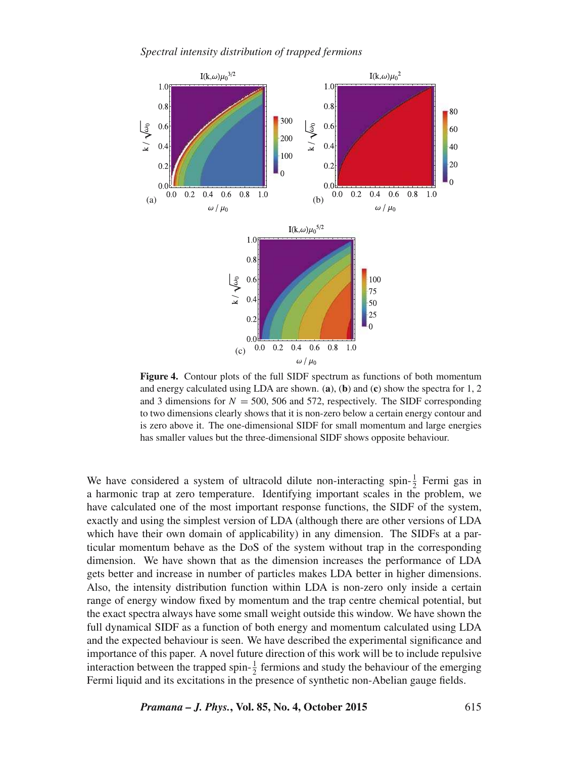**Figure 4.** Contour plots of the full SIDF spectrum as functions of both momentum and energy calculated using LDA are shown. (**a**), (**b**) and (**c**) show the spectra for 1, 2 and 3 dimensions for $N = 500$, 506 and 572, respectively. The SIDF corresponding to two dimensions clearly shows that it is non-zero below a certain energy contour and is zero above it. The one-dimensional SIDF for small momentum and large energies has smaller values but the three-dimensional SIDF shows opposite behaviour.

We have considered a system of ultracold dilute non-interacting spin-$\frac{1}{2}$ Fermi gas in a harmonic trap at zero temperature. Identifying important scales in the problem, we have calculated one of the most important response functions, the SIDF of the system, exactly and using the simplest version of LDA (although there are other versions of LDA which have their own domain of applicability) in any dimension. The SIDFs at a particular momentum behave as the DoS of the system without trap in the corresponding dimension. We have shown that as the dimension increases the performance of LDA gets better and increase in number of particles makes LDA better in higher dimensions. Also, the intensity distribution function within LDA is non-zero only inside a certain range of energy window fixed by momentum and the trap centre chemical potential, but the exact spectra always have some small weight outside this window. We have shown the full dynamical SIDF as a function of both energy and momentum calculated using LDA and the expected behaviour is seen. We have described the experimental significance and importance of this paper. A novel future direction of this work will be to include repulsive interaction between the trapped spin-$\frac{1}{2}$ fermions and study the behaviour of the emerging Fermi liquid and its excitations in the presence of synthetic non-Abelian gauge fields.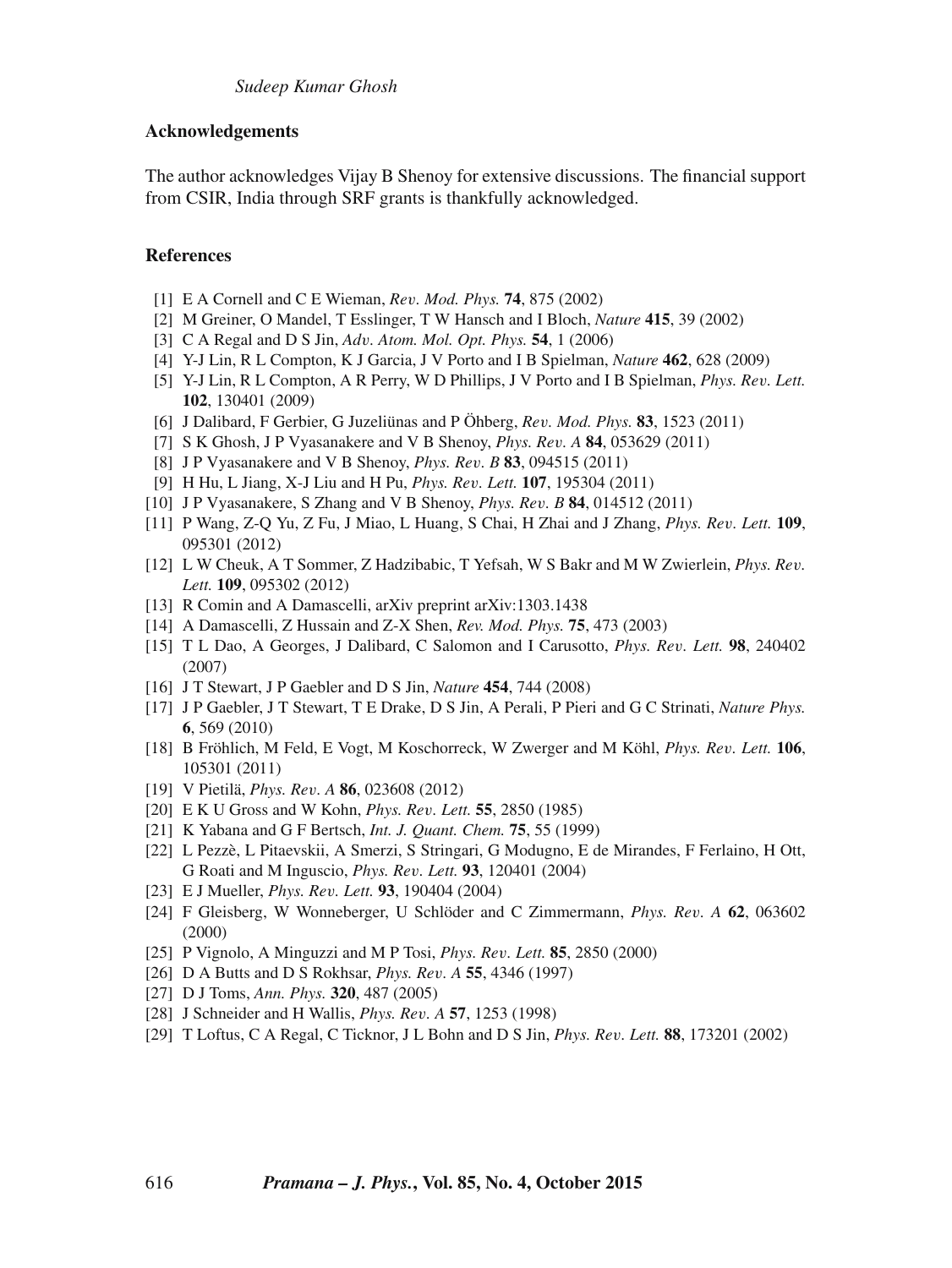## Acknowledgements

The author acknowledges Vijay B Shenoy for extensive discussions. The financial support from CSIR, India through SRF grants is thankfully acknowledged.

## References

[1] E A Cornell and C E Wieman, *Rev. Mod. Phys.* **74**, 875 (2002)
[2] M Greiner, O Mandel, T Esslinger, T W Hansch and I Bloch, *Nature* **415**, 39 (2002)
[3] C A Regal and D S Jin, *Adv. Atom. Mol. Opt. Phys.* **54**, 1 (2006)
[4] Y-J Lin, R L Compton, K J Garcia, J V Porto and I B Spielman, *Nature* **462**, 628 (2009)
[5] Y-J Lin, R L Compton, A R Perry, W D Phillips, J V Porto and I B Spielman, *Phys. Rev. Lett.* **102**, 130401 (2009)
[6] J Dalibard, F Gerbier, G Juzeliūnas and P Öhberg, *Rev. Mod. Phys.* **83**, 1523 (2011)
[7] S K Ghosh, J P Vyasanakere and V B Shenoy, *Phys. Rev. A* **84**, 053629 (2011)
[8] J P Vyasanakere and V B Shenoy, *Phys. Rev. B* **83**, 094515 (2011)
[9] H Hu, L Jiang, X-J Liu and H Pu, *Phys. Rev. Lett.* **107**, 195304 (2011)
[10] J P Vyasanakere, S Zhang and V B Shenoy, *Phys. Rev. B* **84**, 014512 (2011)
[11] P Wang, Z-Q Yu, Z Fu, J Miao, L Huang, S Chai, H Zhai and J Zhang, *Phys. Rev. Lett.* **109**, 095301 (2012)
[12] L W Cheuk, A T Sommer, Z Hadzibabic, T Yefsah, W S Bakr and M W Zwierlein, *Phys. Rev. Lett.* **109**, 095302 (2012)
[13] R Comin and A Damascelli, arXiv preprint arXiv:1303.1438
[14] A Damascelli, Z Hussain and Z-X Shen, *Rev. Mod. Phys.* **75**, 473 (2003)
[15] T L Dao, A Georges, J Dalibard, C Salomon and I Carusotto, *Phys. Rev. Lett.* **98**, 240402 (2007)
[16] J T Stewart, J P Gaebler and D S Jin, *Nature* **454**, 744 (2008)
[17] J P Gaebler, J T Stewart, T E Drake, D S Jin, A Perali, P Pieri and G C Strinati, *Nature Phys.* **6**, 569 (2010)
[18] B Fröhlich, M Feld, E Vogt, M Koschorreck, W Zwerger and M Köhl, *Phys. Rev. Lett.* **106**, 105301 (2011)
[19] V Pietilä, *Phys. Rev. A* **86**, 023608 (2012)
[20] E K U Gross and W Kohn, *Phys. Rev. Lett.* **55**, 2850 (1985)
[21] K Yabana and G F Bertsch, *Int. J. Quant. Chem.* **75**, 55 (1999)
[22] L Pezzè, L Pitaevskii, A Smerzi, S Stringari, G Modugno, E de Mirandes, F Ferlaino, H Ott, G Roati and M Inguscio, *Phys. Rev. Lett.* **93**, 120401 (2004)
[23] E J Mueller, *Phys. Rev. Lett.* **93**, 190404 (2004)
[24] F Gleisberg, W Wonneberger, U Schlöder and C Zimmermann, *Phys. Rev. A* **62**, 063602 (2000)
[25] P Vignolo, A Minguzzi and M P Tosi, *Phys. Rev. Lett.* **85**, 2850 (2000)
[26] D A Butts and D S Rokhsar, *Phys. Rev. A* **55**, 4346 (1997)
[27] D J Toms, *Ann. Phys.* **320**, 487 (2005)
[28] J Schneider and H Wallis, *Phys. Rev. A* **57**, 1253 (1998)
[29] T Loftus, C A Regal, C Ticknor, J L Bohn and D S Jin, *Phys. Rev. Lett.* **88**, 173201 (2002)